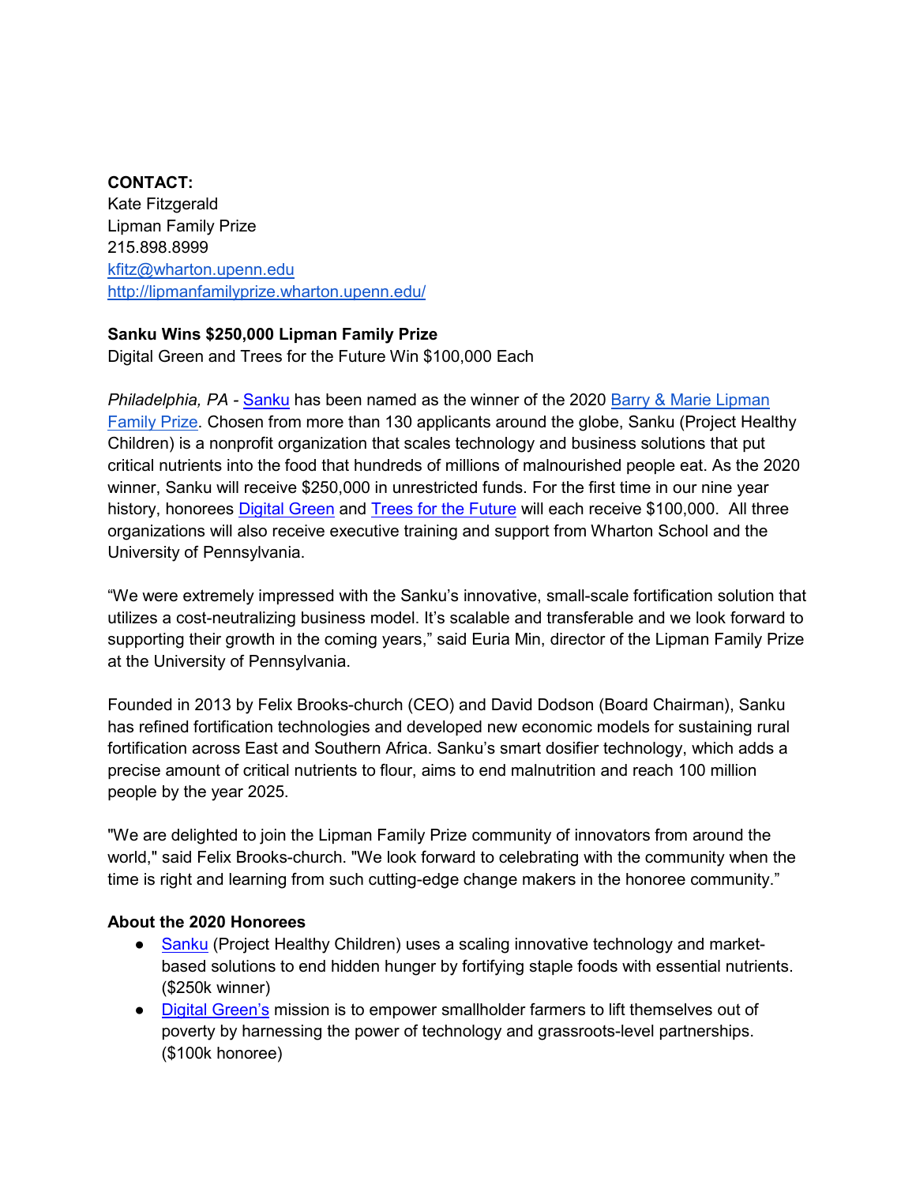**CONTACT:**
Kate Fitzgerald
Lipman Family Prize
215.898.8999
kfitz@wharton.upenn.edu
http://lipmanfamilyprize.wharton.upenn.edu/

**Sanku Wins $250,000 Lipman Family Prize**
Digital Green and Trees for the Future Win $100,000 Each

*Philadelphia, PA -* Sanku has been named as the winner of the 2020 Barry & Marie Lipman Family Prize. Chosen from more than 130 applicants around the globe, Sanku (Project Healthy Children) is a nonprofit organization that scales technology and business solutions that put critical nutrients into the food that hundreds of millions of malnourished people eat. As the 2020 winner, Sanku will receive $250,000 in unrestricted funds. For the first time in our nine year history, honorees Digital Green and Trees for the Future will each receive $100,000. All three organizations will also receive executive training and support from Wharton School and the University of Pennsylvania.

"We were extremely impressed with the Sanku's innovative, small-scale fortification solution that utilizes a cost-neutralizing business model. It's scalable and transferable and we look forward to supporting their growth in the coming years," said Euria Min, director of the Lipman Family Prize at the University of Pennsylvania.

Founded in 2013 by Felix Brooks-church (CEO) and David Dodson (Board Chairman), Sanku has refined fortification technologies and developed new economic models for sustaining rural fortification across East and Southern Africa. Sanku's smart dosifier technology, which adds a precise amount of critical nutrients to flour, aims to end malnutrition and reach 100 million people by the year 2025.

"We are delighted to join the Lipman Family Prize community of innovators from around the world," said Felix Brooks-church. "We look forward to celebrating with the community when the time is right and learning from such cutting-edge change makers in the honoree community."

**About the 2020 Honorees**

- Sanku (Project Healthy Children) uses a scaling innovative technology and market-based solutions to end hidden hunger by fortifying staple foods with essential nutrients. ($250k winner)
- Digital Green's mission is to empower smallholder farmers to lift themselves out of poverty by harnessing the power of technology and grassroots-level partnerships. ($100k honoree)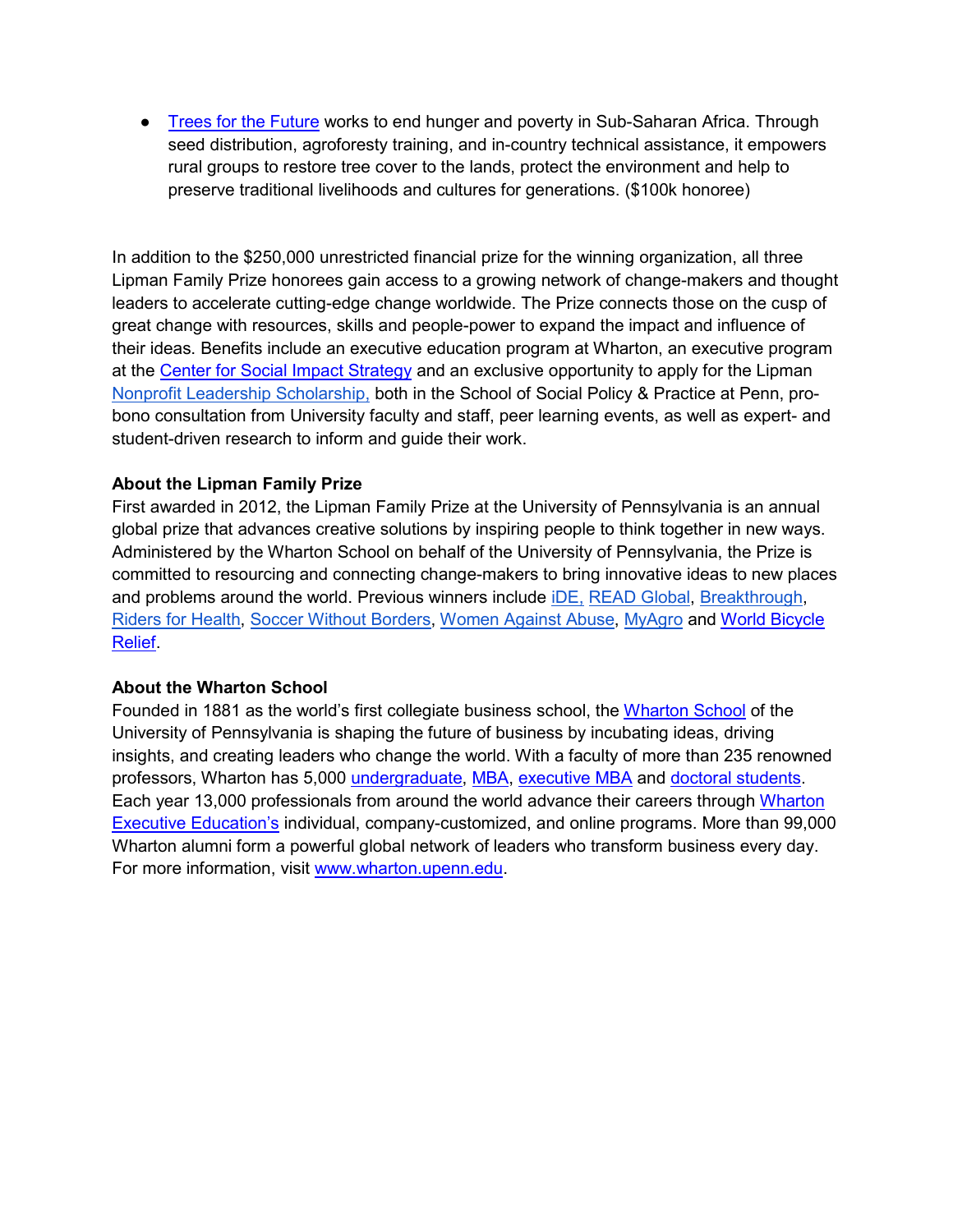- Trees for the Future works to end hunger and poverty in Sub-Saharan Africa. Through seed distribution, agroforesty training, and in-country technical assistance, it empowers rural groups to restore tree cover to the lands, protect the environment and help to preserve traditional livelihoods and cultures for generations. ($100k honoree)

In addition to the $250,000 unrestricted financial prize for the winning organization, all three Lipman Family Prize honorees gain access to a growing network of change-makers and thought leaders to accelerate cutting-edge change worldwide. The Prize connects those on the cusp of great change with resources, skills and people-power to expand the impact and influence of their ideas. Benefits include an executive education program at Wharton, an executive program at the Center for Social Impact Strategy and an exclusive opportunity to apply for the Lipman Nonprofit Leadership Scholarship, both in the School of Social Policy & Practice at Penn, pro-bono consultation from University faculty and staff, peer learning events, as well as expert- and student-driven research to inform and guide their work.

**About the Lipman Family Prize**
First awarded in 2012, the Lipman Family Prize at the University of Pennsylvania is an annual global prize that advances creative solutions by inspiring people to think together in new ways. Administered by the Wharton School on behalf of the University of Pennsylvania, the Prize is committed to resourcing and connecting change-makers to bring innovative ideas to new places and problems around the world. Previous winners include iDE, READ Global, Breakthrough, Riders for Health, Soccer Without Borders, Women Against Abuse, MyAgro and World Bicycle Relief.

**About the Wharton School**
Founded in 1881 as the world's first collegiate business school, the Wharton School of the University of Pennsylvania is shaping the future of business by incubating ideas, driving insights, and creating leaders who change the world. With a faculty of more than 235 renowned professors, Wharton has 5,000 undergraduate, MBA, executive MBA and doctoral students. Each year 13,000 professionals from around the world advance their careers through Wharton Executive Education's individual, company-customized, and online programs. More than 99,000 Wharton alumni form a powerful global network of leaders who transform business every day. For more information, visit www.wharton.upenn.edu.